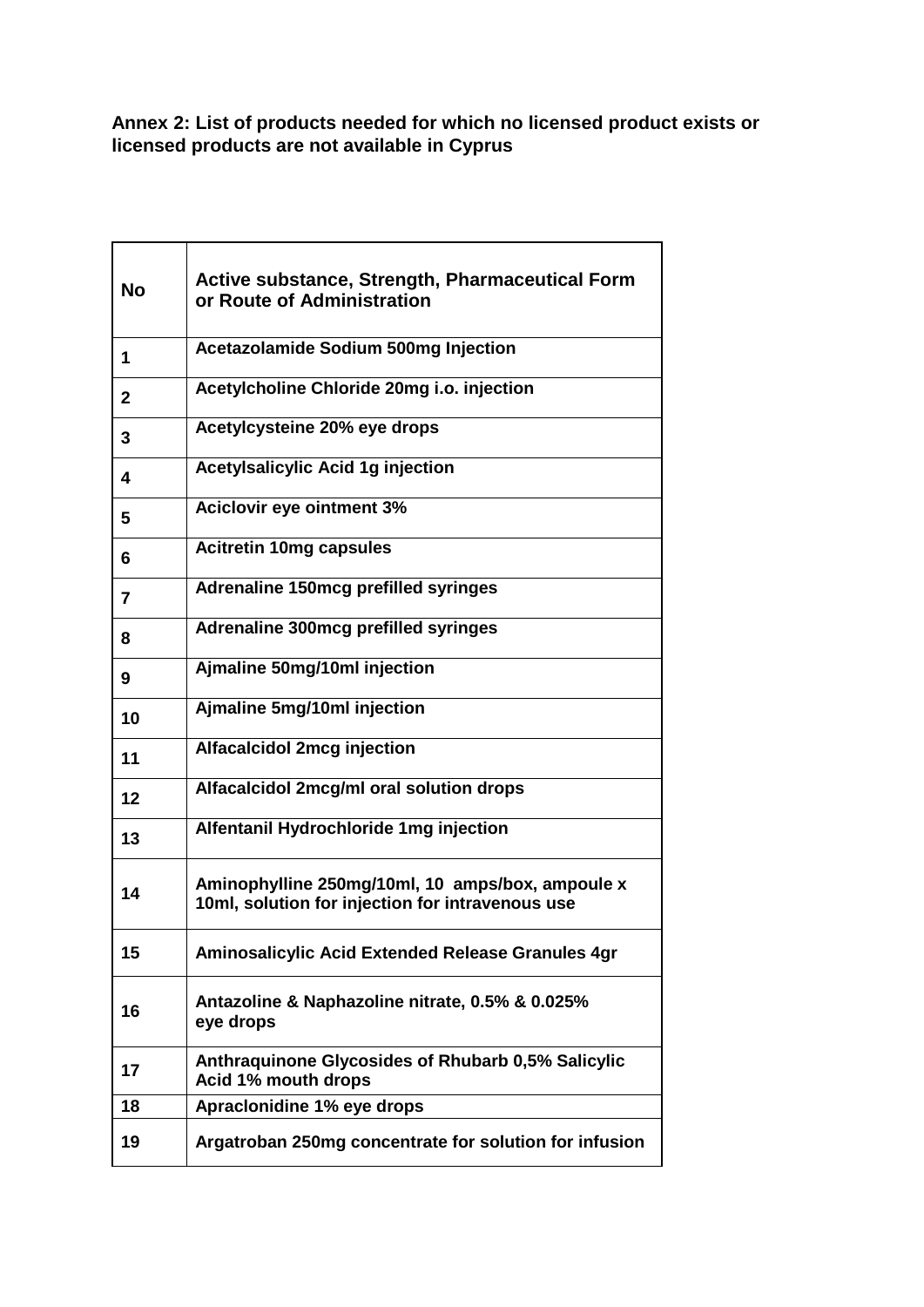**Annex 2: List of products needed for which no licensed product exists or licensed products are not available in Cyprus**

| No | Active substance, Strength, Pharmaceutical Form or Route of Administration |
|---|---|
| 1 | Acetazolamide Sodium 500mg Injection |
| 2 | Acetylcholine Chloride 20mg i.o. injection |
| 3 | Acetylcysteine 20% eye drops |
| 4 | Acetylsalicylic Acid 1g injection |
| 5 | Aciclovir eye ointment 3% |
| 6 | Acitretin 10mg capsules |
| 7 | Adrenaline 150mcg prefilled syringes |
| 8 | Adrenaline 300mcg prefilled syringes |
| 9 | Ajmaline 50mg/10ml injection |
| 10 | Ajmaline 5mg/10ml injection |
| 11 | Alfacalcidol 2mcg injection |
| 12 | Alfacalcidol 2mcg/ml oral solution drops |
| 13 | Alfentanil Hydrochloride 1mg injection |
| 14 | Aminophylline 250mg/10ml, 10 amps/box, ampoule x 10ml, solution for injection for intravenous use |
| 15 | Aminosalicylic Acid Extended Release Granules 4gr |
| 16 | Antazoline & Naphazoline nitrate, 0.5% & 0.025% eye drops |
| 17 | Anthraquinone Glycosides of Rhubarb 0,5% Salicylic Acid 1% mouth drops |
| 18 | Apraclonidine 1% eye drops |
| 19 | Argatroban 250mg concentrate for solution for infusion |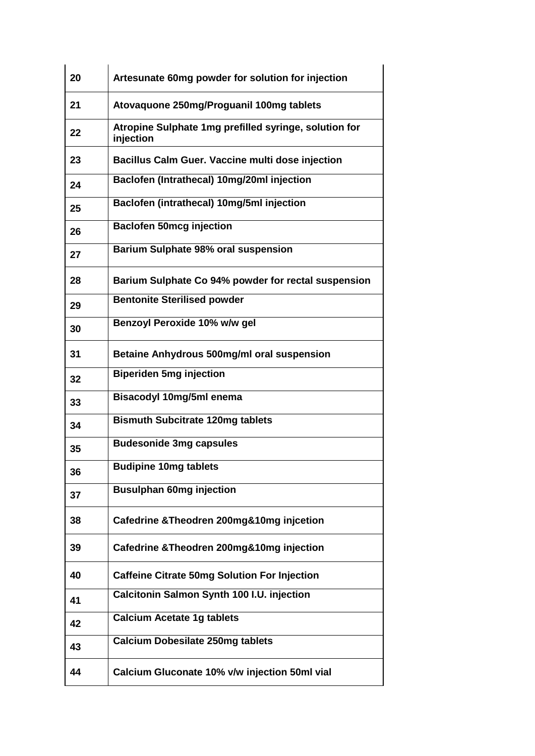| | |
|---|---|
| 20 | Artesunate 60mg powder for solution for injection |
| 21 | Atovaquone 250mg/Proguanil 100mg tablets |
| 22 | Atropine Sulphate 1mg prefilled syringe, solution for injection |
| 23 | Bacillus Calm Guer. Vaccine multi dose injection |
| 24 | Baclofen (Intrathecal) 10mg/20ml injection |
| 25 | Baclofen (intrathecal) 10mg/5ml injection |
| 26 | Baclofen 50mcg injection |
| 27 | Barium Sulphate 98% oral suspension |
| 28 | Barium Sulphate Co 94% powder for rectal suspension |
| 29 | Bentonite Sterilised powder |
| 30 | Benzoyl Peroxide 10% w/w gel |
| 31 | Betaine Anhydrous 500mg/ml oral suspension |
| 32 | Biperiden 5mg injection |
| 33 | Bisacodyl 10mg/5ml enema |
| 34 | Bismuth Subcitrate 120mg tablets |
| 35 | Budesonide 3mg capsules |
| 36 | Budipine 10mg tablets |
| 37 | Busulphan 60mg injection |
| 38 | Cafedrine &Theodren 200mg&10mg injcetion |
| 39 | Cafedrine &Theodren 200mg&10mg injection |
| 40 | Caffeine Citrate 50mg Solution For Injection |
| 41 | Calcitonin Salmon Synth 100 I.U. injection |
| 42 | Calcium Acetate 1g tablets |
| 43 | Calcium Dobesilate 250mg tablets |
| 44 | Calcium Gluconate 10% v/w injection 50ml vial |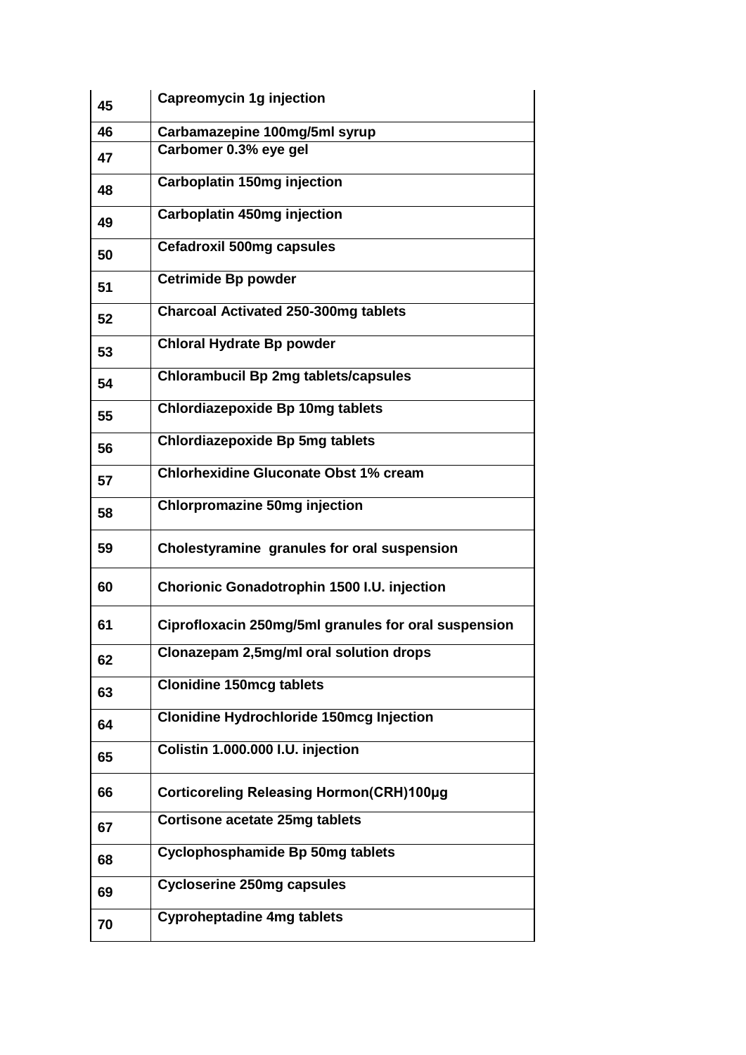| | |
|---|---|
| 45 | Capreomycin 1g injection |
| 46 | Carbamazepine 100mg/5ml syrup |
| 47 | Carbomer 0.3% eye gel |
| 48 | Carboplatin 150mg injection |
| 49 | Carboplatin 450mg injection |
| 50 | Cefadroxil 500mg capsules |
| 51 | Cetrimide Bp powder |
| 52 | Charcoal Activated 250-300mg tablets |
| 53 | Chloral Hydrate Bp powder |
| 54 | Chlorambucil Bp 2mg tablets/capsules |
| 55 | Chlordiazepoxide Bp 10mg tablets |
| 56 | Chlordiazepoxide Bp 5mg tablets |
| 57 | Chlorhexidine Gluconate Obst 1% cream |
| 58 | Chlorpromazine 50mg injection |
| 59 | Cholestyramine granules for oral suspension |
| 60 | Chorionic Gonadotrophin 1500 I.U. injection |
| 61 | Ciprofloxacin 250mg/5ml granules for oral suspension |
| 62 | Clonazepam 2,5mg/ml oral solution drops |
| 63 | Clonidine 150mcg tablets |
| 64 | Clonidine Hydrochloride 150mcg Injection |
| 65 | Colistin 1.000.000 I.U. injection |
| 66 | Corticoreling Releasing Hormon(CRH)100μg |
| 67 | Cortisone acetate 25mg tablets |
| 68 | Cyclophosphamide Bp 50mg tablets |
| 69 | Cycloserine 250mg capsules |
| 70 | Cyproheptadine 4mg tablets |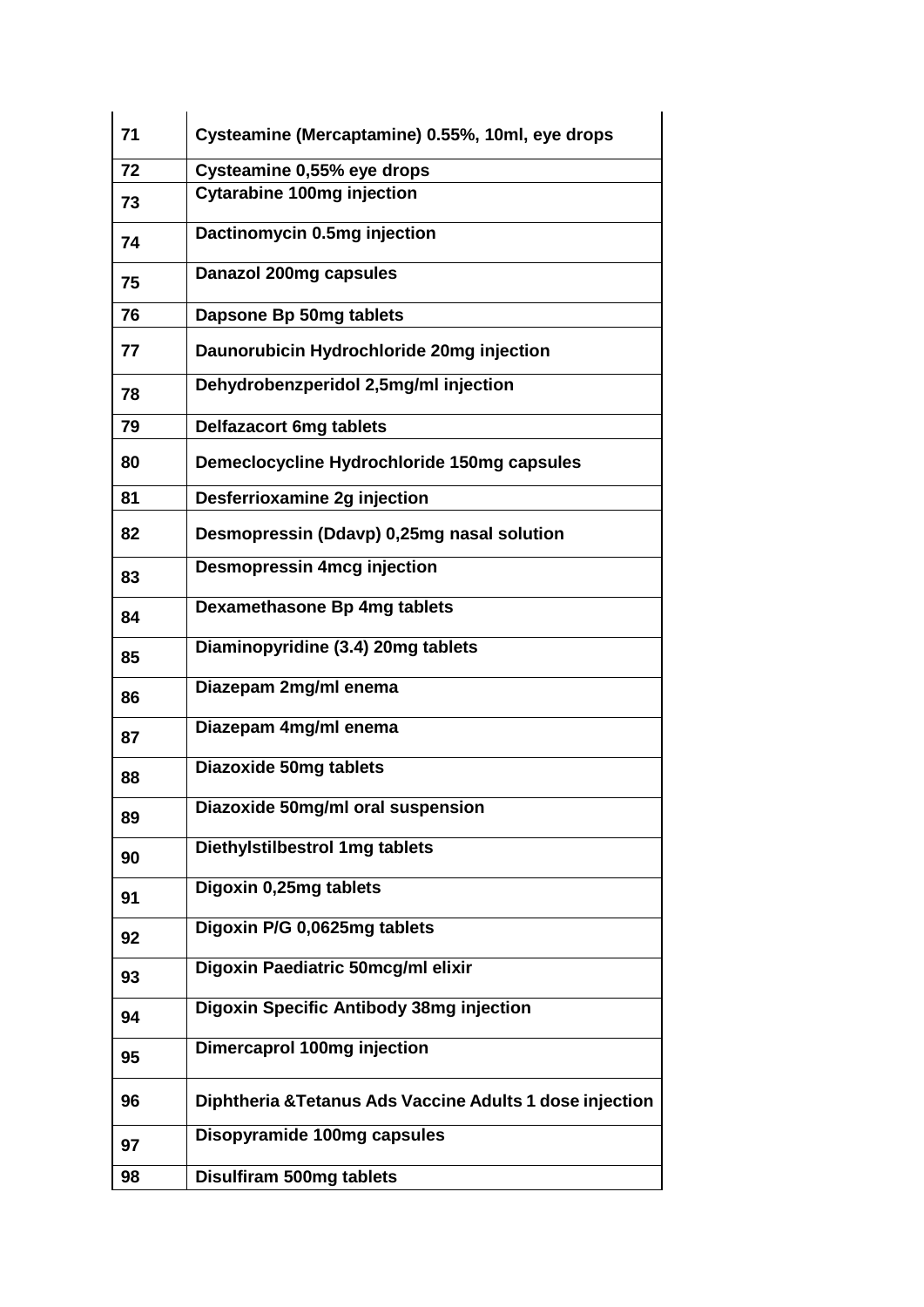| 71 | Cysteamine (Mercaptamine) 0.55%, 10ml, eye drops |
|---|---|
| 72 | Cysteamine 0,55% eye drops |
| 73 | Cytarabine 100mg injection |
| 74 | Dactinomycin 0.5mg injection |
| 75 | Danazol 200mg capsules |
| 76 | Dapsone Bp 50mg tablets |
| 77 | Daunorubicin Hydrochloride 20mg injection |
| 78 | Dehydrobenzperidol 2,5mg/ml injection |
| 79 | Delfazacort 6mg tablets |
| 80 | Demeclocycline Hydrochloride 150mg capsules |
| 81 | Desferrioxamine 2g injection |
| 82 | Desmopressin (Ddavp) 0,25mg nasal solution |
| 83 | Desmopressin 4mcg injection |
| 84 | Dexamethasone Bp 4mg tablets |
| 85 | Diaminopyridine (3.4) 20mg tablets |
| 86 | Diazepam 2mg/ml enema |
| 87 | Diazepam 4mg/ml enema |
| 88 | Diazoxide 50mg tablets |
| 89 | Diazoxide 50mg/ml oral suspension |
| 90 | Diethylstilbestrol 1mg tablets |
| 91 | Digoxin 0,25mg tablets |
| 92 | Digoxin P/G 0,0625mg tablets |
| 93 | Digoxin Paediatric 50mcg/ml elixir |
| 94 | Digoxin Specific Antibody 38mg injection |
| 95 | Dimercaprol 100mg injection |
| 96 | Diphtheria &Tetanus Ads Vaccine Adults 1 dose injection |
| 97 | Disopyramide 100mg capsules |
| 98 | Disulfiram 500mg tablets |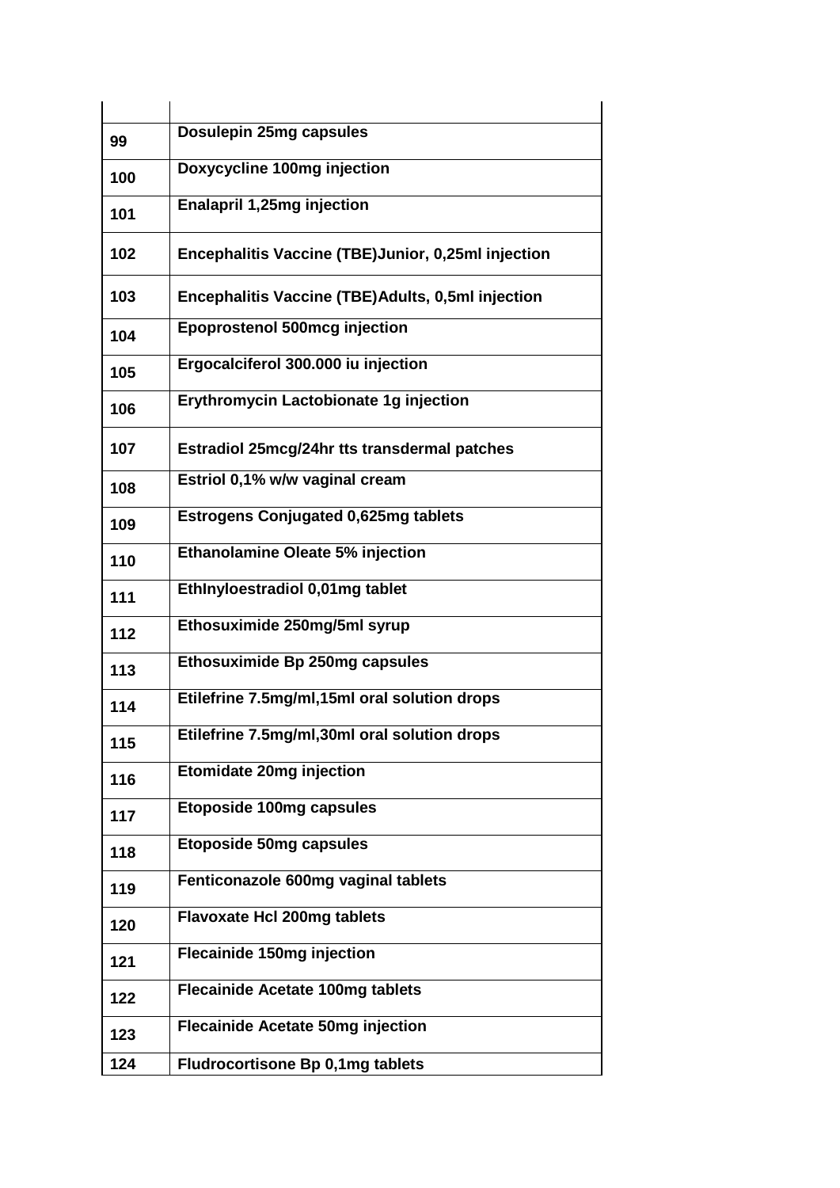| | |
|---|---|
| 99 | **Dosulepin 25mg capsules** |
| 100 | **Doxycycline 100mg injection** |
| 101 | **Enalapril 1,25mg injection** |
| 102 | **Encephalitis Vaccine (TBE)Junior, 0,25ml injection** |
| 103 | **Encephalitis Vaccine (TBE)Adults, 0,5ml injection** |
| 104 | **Epoprostenol 500mcg injection** |
| 105 | **Ergocalciferol 300.000 iu injection** |
| 106 | **Erythromycin Lactobionate 1g injection** |
| 107 | **Estradiol 25mcg/24hr tts transdermal patches** |
| 108 | **Estriol 0,1% w/w vaginal cream** |
| 109 | **Estrogens Conjugated 0,625mg tablets** |
| 110 | **Ethanolamine Oleate 5% injection** |
| 111 | **Ethlnyloestradiol 0,01mg tablet** |
| 112 | **Ethosuximide 250mg/5ml syrup** |
| 113 | **Ethosuximide Bp 250mg capsules** |
| 114 | **Etilefrine 7.5mg/ml,15ml oral solution drops** |
| 115 | **Etilefrine 7.5mg/ml,30ml oral solution drops** |
| 116 | **Etomidate 20mg injection** |
| 117 | **Etoposide 100mg capsules** |
| 118 | **Etoposide 50mg capsules** |
| 119 | **Fenticonazole 600mg vaginal tablets** |
| 120 | **Flavoxate Hcl 200mg tablets** |
| 121 | **Flecainide 150mg injection** |
| 122 | **Flecainide Acetate 100mg tablets** |
| 123 | **Flecainide Acetate 50mg injection** |
| 124 | **Fludrocortisone Bp 0,1mg tablets** |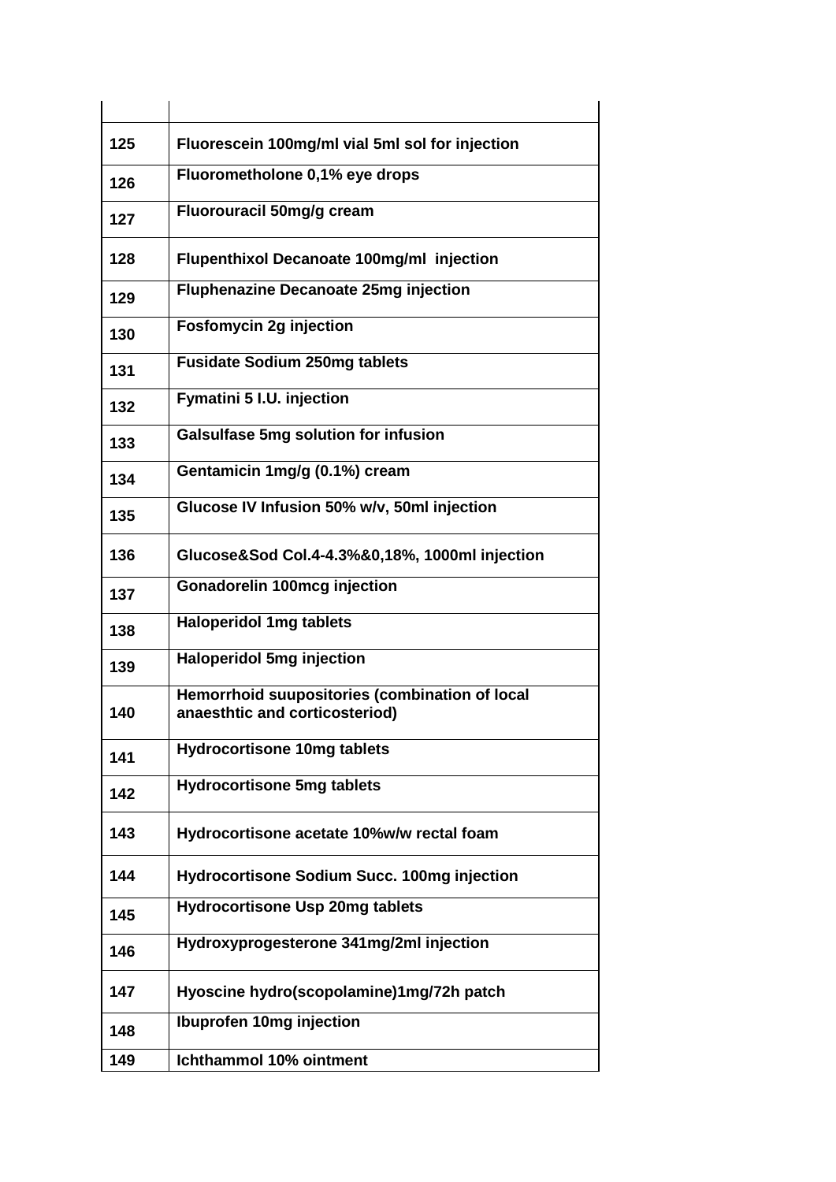| | |
|---|---|
| 125 | Fluorescein 100mg/ml vial 5ml sol for injection |
| 126 | Fluorometholone 0,1% eye drops |
| 127 | Fluorouracil 50mg/g cream |
| 128 | Flupenthixol Decanoate 100mg/ml injection |
| 129 | Fluphenazine Decanoate 25mg injection |
| 130 | Fosfomycin 2g injection |
| 131 | Fusidate Sodium 250mg tablets |
| 132 | Fymatini 5 I.U. injection |
| 133 | Galsulfase 5mg solution for infusion |
| 134 | Gentamicin 1mg/g (0.1%) cream |
| 135 | Glucose IV Infusion 50% w/v, 50ml injection |
| 136 | Glucose&Sod Col.4-4.3%&0,18%, 1000ml injection |
| 137 | Gonadorelin 100mcg injection |
| 138 | Haloperidol 1mg tablets |
| 139 | Haloperidol 5mg injection |
| 140 | Hemorrhoid suupositories (combination of local anaesthtic and corticosteriod) |
| 141 | Hydrocortisone 10mg tablets |
| 142 | Hydrocortisone 5mg tablets |
| 143 | Hydrocortisone acetate 10%w/w rectal foam |
| 144 | Hydrocortisone Sodium Succ. 100mg injection |
| 145 | Hydrocortisone Usp 20mg tablets |
| 146 | Hydroxyprogesterone 341mg/2ml injection |
| 147 | Hyoscine hydro(scopolamine)1mg/72h patch |
| 148 | Ibuprofen 10mg injection |
| 149 | Ichthammol 10% ointment |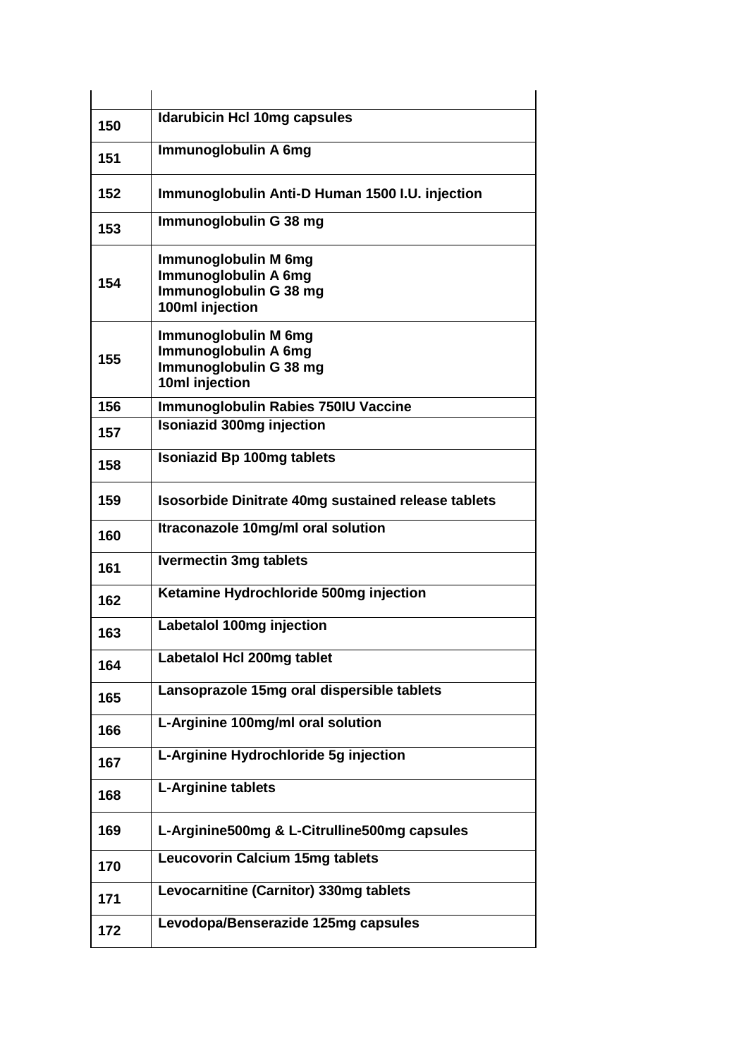| | |
|---|---|
| 150 | **Idarubicin Hcl 10mg capsules** |
| 151 | **Immunoglobulin A 6mg** |
| 152 | **Immunoglobulin Anti-D Human 1500 I.U. injection** |
| 153 | **Immunoglobulin G 38 mg** |
| 154 | **Immunoglobulin M 6mg Immunoglobulin A 6mg Immunoglobulin G 38 mg 100ml injection** |
| 155 | **Immunoglobulin M 6mg Immunoglobulin A 6mg Immunoglobulin G 38 mg 10ml injection** |
| 156 | **Immunoglobulin Rabies 750IU Vaccine** |
| 157 | **Isoniazid 300mg injection** |
| 158 | **Isoniazid Bp 100mg tablets** |
| 159 | **Isosorbide Dinitrate 40mg sustained release tablets** |
| 160 | **Itraconazole 10mg/ml oral solution** |
| 161 | **Ivermectin 3mg tablets** |
| 162 | **Ketamine Hydrochloride 500mg injection** |
| 163 | **Labetalol 100mg injection** |
| 164 | **Labetalol Hcl 200mg tablet** |
| 165 | **Lansoprazole 15mg oral dispersible tablets** |
| 166 | **L-Arginine 100mg/ml oral solution** |
| 167 | **L-Arginine Hydrochloride 5g injection** |
| 168 | **L-Arginine tablets** |
| 169 | **L-Arginine500mg & L-Citrulline500mg capsules** |
| 170 | **Leucovorin Calcium 15mg tablets** |
| 171 | **Levocarnitine (Carnitor) 330mg tablets** |
| 172 | **Levodopa/Benserazide 125mg capsules** |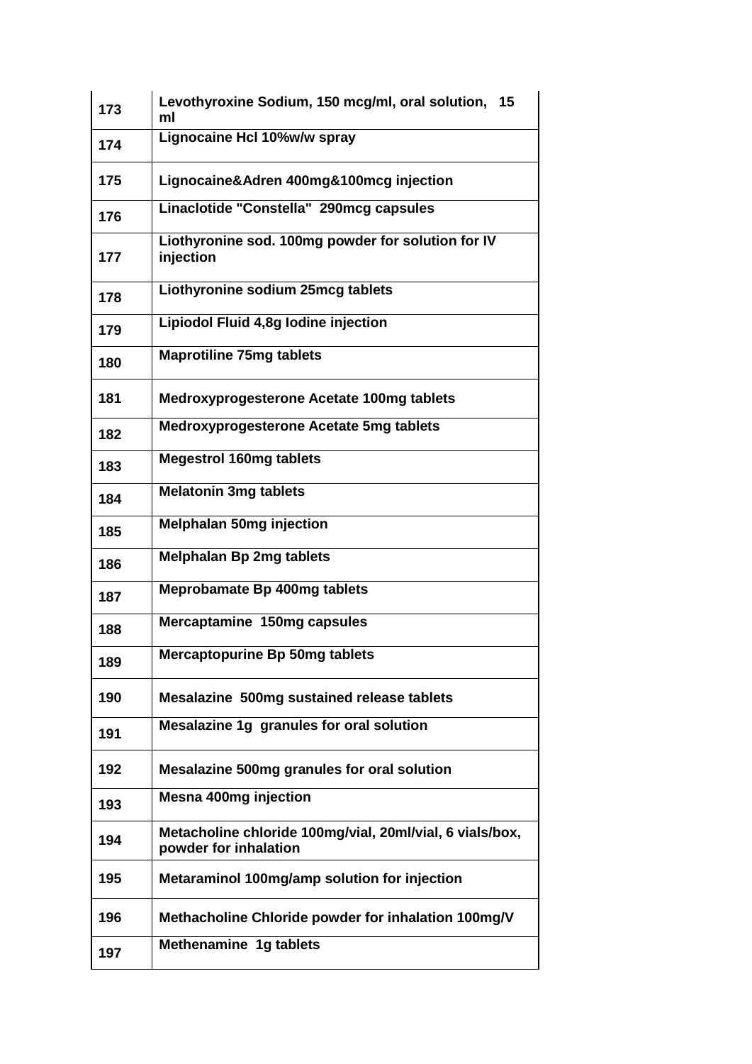| 173 | Levothyroxine Sodium, 150 mcg/ml, oral solution, 15 ml |
|---|---|
| 174 | Lignocaine Hcl 10%w/w spray |
| 175 | Lignocaine&Adren 400mg&100mcg injection |
| 176 | Linaclotide "Constella" 290mcg capsules |
| 177 | Liothyronine sod. 100mg powder for solution for IV injection |
| 178 | Liothyronine sodium 25mcg tablets |
| 179 | Lipiodol Fluid 4,8g Iodine injection |
| 180 | Maprotiline 75mg tablets |
| 181 | Medroxyprogesterone Acetate 100mg tablets |
| 182 | Medroxyprogesterone Acetate 5mg tablets |
| 183 | Megestrol 160mg tablets |
| 184 | Melatonin 3mg tablets |
| 185 | Melphalan 50mg injection |
| 186 | Melphalan Bp 2mg tablets |
| 187 | Meprobamate Bp 400mg tablets |
| 188 | Mercaptamine 150mg capsules |
| 189 | Mercaptopurine Bp 50mg tablets |
| 190 | Mesalazine 500mg sustained release tablets |
| 191 | Mesalazine 1g granules for oral solution |
| 192 | Mesalazine 500mg granules for oral solution |
| 193 | Mesna 400mg injection |
| 194 | Metacholine chloride 100mg/vial, 20ml/vial, 6 vials/box, powder for inhalation |
| 195 | Metaraminol 100mg/amp solution for injection |
| 196 | Methacholine Chloride powder for inhalation 100mg/V |
| 197 | Methenamine 1g tablets |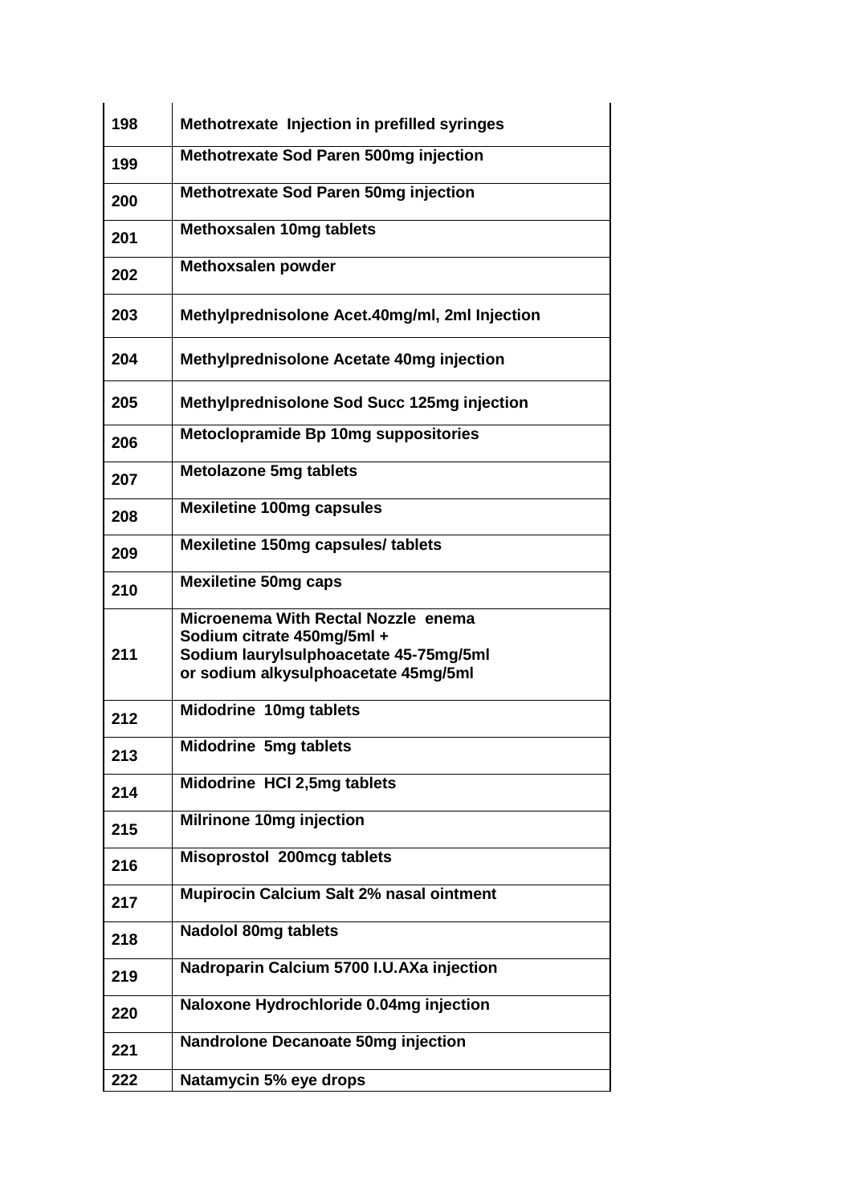| | |
|---|---|
| 198 | Methotrexate Injection in prefilled syringes |
| 199 | Methotrexate Sod Paren 500mg injection |
| 200 | Methotrexate Sod Paren 50mg injection |
| 201 | Methoxsalen 10mg tablets |
| 202 | Methoxsalen powder |
| 203 | Methylprednisolone Acet.40mg/ml, 2ml Injection |
| 204 | Methylprednisolone Acetate 40mg injection |
| 205 | Methylprednisolone Sod Succ 125mg injection |
| 206 | Metoclopramide Bp 10mg suppositories |
| 207 | Metolazone 5mg tablets |
| 208 | Mexiletine 100mg capsules |
| 209 | Mexiletine 150mg capsules/ tablets |
| 210 | Mexiletine 50mg caps |
| 211 | Microenema With Rectal Nozzle enema<br>Sodium citrate 450mg/5ml +<br>Sodium laurylsulphoacetate 45-75mg/5ml<br>or sodium alkysulphoacetate 45mg/5ml |
| 212 | Midodrine 10mg tablets |
| 213 | Midodrine 5mg tablets |
| 214 | Midodrine HCl 2,5mg tablets |
| 215 | Milrinone 10mg injection |
| 216 | Misoprostol 200mcg tablets |
| 217 | Mupirocin Calcium Salt 2% nasal ointment |
| 218 | Nadolol 80mg tablets |
| 219 | Nadroparin Calcium 5700 I.U.AXa injection |
| 220 | Naloxone Hydrochloride 0.04mg injection |
| 221 | Nandrolone Decanoate 50mg injection |
| 222 | Natamycin 5% eye drops |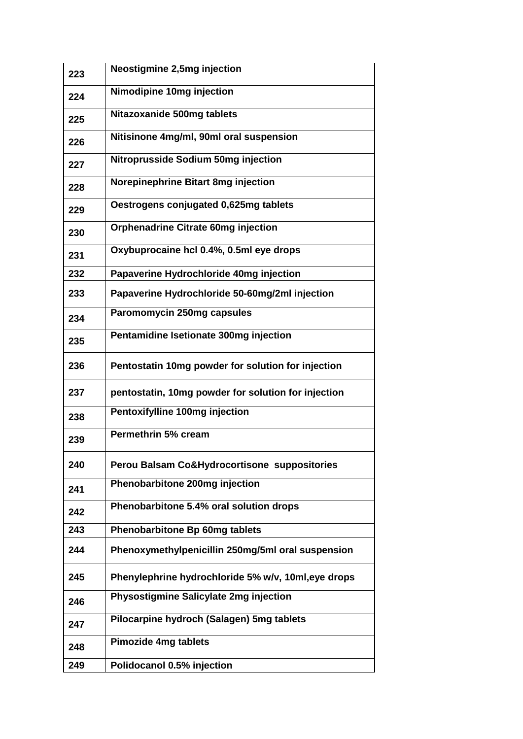| | |
|---|---|
| 223 | Neostigmine 2,5mg injection |
| 224 | Nimodipine 10mg injection |
| 225 | Nitazoxanide 500mg tablets |
| 226 | Nitisinone 4mg/ml, 90ml oral suspension |
| 227 | Nitroprusside Sodium 50mg injection |
| 228 | Norepinephrine Bitart 8mg injection |
| 229 | Oestrogens conjugated 0,625mg tablets |
| 230 | Orphenadrine Citrate 60mg injection |
| 231 | Oxybuprocaine hcl 0.4%, 0.5ml eye drops |
| 232 | Papaverine Hydrochloride 40mg injection |
| 233 | Papaverine Hydrochloride 50-60mg/2ml injection |
| 234 | Paromomycin 250mg capsules |
| 235 | Pentamidine Isetionate 300mg injection |
| 236 | Pentostatin 10mg powder for solution for injection |
| 237 | pentostatin, 10mg powder for solution for injection |
| 238 | Pentoxifylline 100mg injection |
| 239 | Permethrin 5% cream |
| 240 | Perou Balsam Co&Hydrocortisone suppositories |
| 241 | Phenobarbitone 200mg injection |
| 242 | Phenobarbitone 5.4% oral solution drops |
| 243 | Phenobarbitone Bp 60mg tablets |
| 244 | Phenoxymethylpenicillin 250mg/5ml oral suspension |
| 245 | Phenylephrine hydrochloride 5% w/v, 10ml,eye drops |
| 246 | Physostigmine Salicylate 2mg injection |
| 247 | Pilocarpine hydroch (Salagen) 5mg tablets |
| 248 | Pimozide 4mg tablets |
| 249 | Polidocanol 0.5% injection |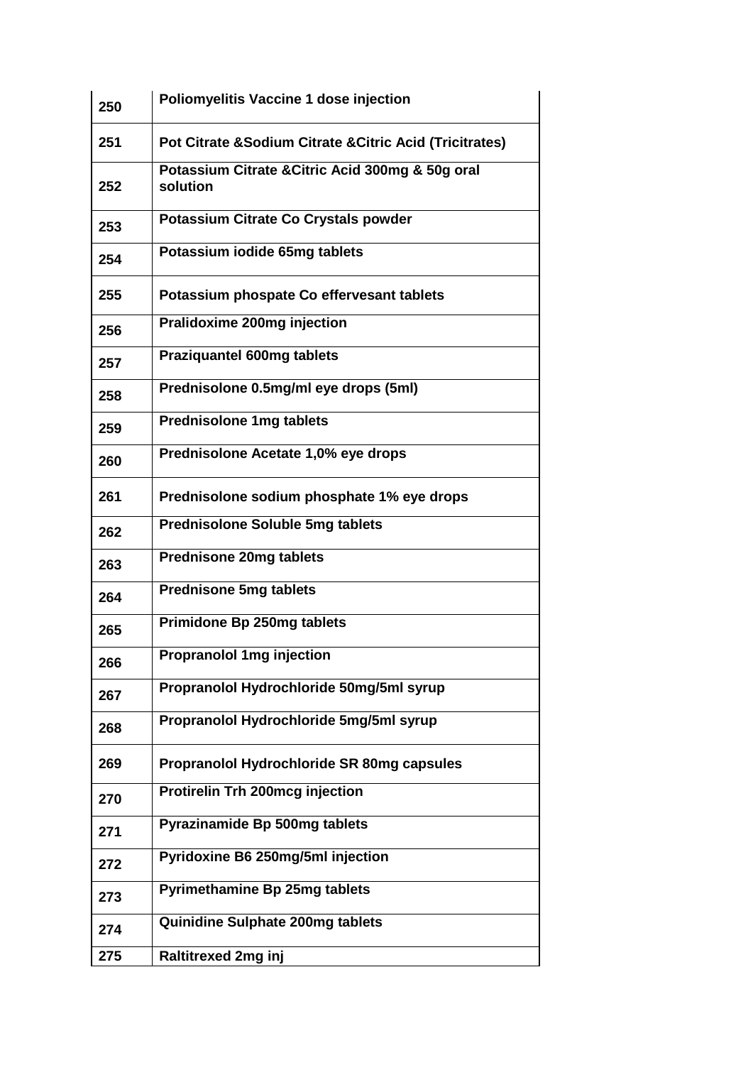| 250 | Poliomyelitis Vaccine 1 dose injection |
|---|---|
| 251 | Pot Citrate &Sodium Citrate &Citric Acid (Tricitrates) |
| 252 | Potassium Citrate &Citric Acid 300mg & 50g oral solution |
| 253 | Potassium Citrate Co Crystals powder |
| 254 | Potassium iodide 65mg tablets |
| 255 | Potassium phospate Co effervesant tablets |
| 256 | Pralidoxime 200mg injection |
| 257 | Praziquantel 600mg tablets |
| 258 | Prednisolone 0.5mg/ml eye drops (5ml) |
| 259 | Prednisolone 1mg tablets |
| 260 | Prednisolone Acetate 1,0% eye drops |
| 261 | Prednisolone sodium phosphate 1% eye drops |
| 262 | Prednisolone Soluble 5mg tablets |
| 263 | Prednisone 20mg tablets |
| 264 | Prednisone 5mg tablets |
| 265 | Primidone Bp 250mg tablets |
| 266 | Propranolol 1mg injection |
| 267 | Propranolol Hydrochloride 50mg/5ml syrup |
| 268 | Propranolol Hydrochloride 5mg/5ml syrup |
| 269 | Propranolol Hydrochloride SR 80mg capsules |
| 270 | Protirelin Trh 200mcg injection |
| 271 | Pyrazinamide Bp 500mg tablets |
| 272 | Pyridoxine B6 250mg/5ml injection |
| 273 | Pyrimethamine Bp 25mg tablets |
| 274 | Quinidine Sulphate 200mg tablets |
| 275 | Raltitrexed 2mg inj |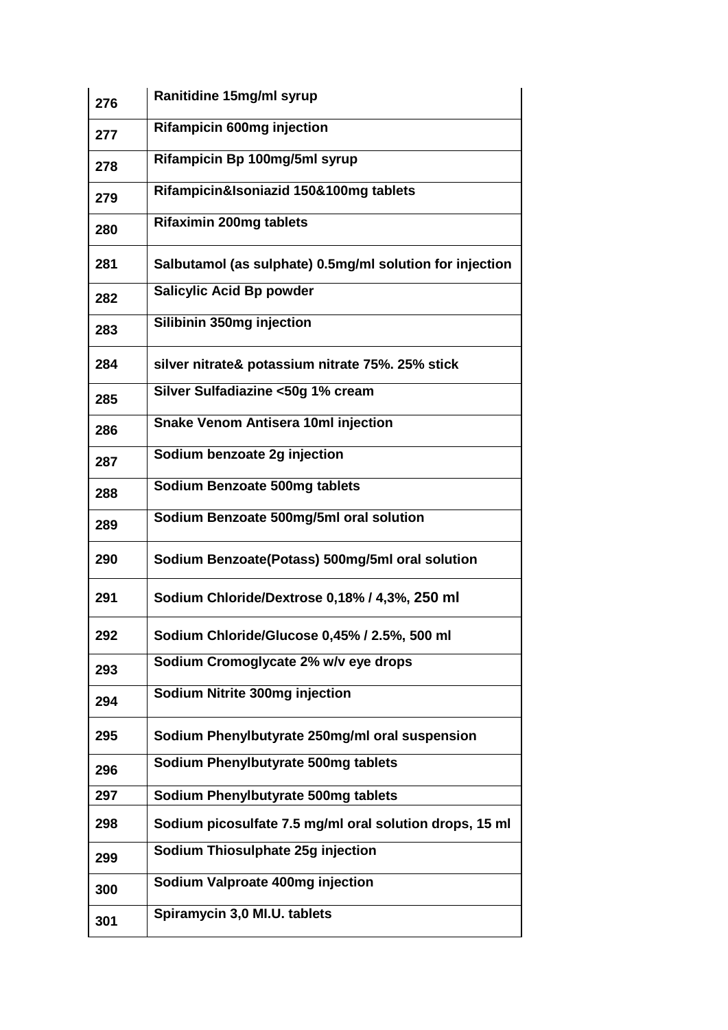| | |
|---|---|
| 276 | Ranitidine 15mg/ml syrup |
| 277 | Rifampicin 600mg injection |
| 278 | Rifampicin Bp 100mg/5ml syrup |
| 279 | Rifampicin&Isoniazid 150&100mg tablets |
| 280 | Rifaximin 200mg tablets |
| 281 | Salbutamol (as sulphate) 0.5mg/ml solution for injection |
| 282 | Salicylic Acid Bp powder |
| 283 | Silibinin 350mg injection |
| 284 | silver nitrate& potassium nitrate 75%. 25% stick |
| 285 | Silver Sulfadiazine <50g 1% cream |
| 286 | Snake Venom Antisera 10ml injection |
| 287 | Sodium benzoate 2g injection |
| 288 | Sodium Benzoate 500mg tablets |
| 289 | Sodium Benzoate 500mg/5ml oral solution |
| 290 | Sodium Benzoate(Potass) 500mg/5ml oral solution |
| 291 | Sodium Chloride/Dextrose 0,18% / 4,3%, 250 ml |
| 292 | Sodium Chloride/Glucose 0,45% / 2.5%, 500 ml |
| 293 | Sodium Cromoglycate 2% w/v eye drops |
| 294 | Sodium Nitrite 300mg injection |
| 295 | Sodium Phenylbutyrate 250mg/ml oral suspension |
| 296 | Sodium Phenylbutyrate 500mg tablets |
| 297 | Sodium Phenylbutyrate 500mg tablets |
| 298 | Sodium picosulfate 7.5 mg/ml oral solution drops, 15 ml |
| 299 | Sodium Thiosulphate 25g injection |
| 300 | Sodium Valproate 400mg injection |
| 301 | Spiramycin 3,0 MI.U. tablets |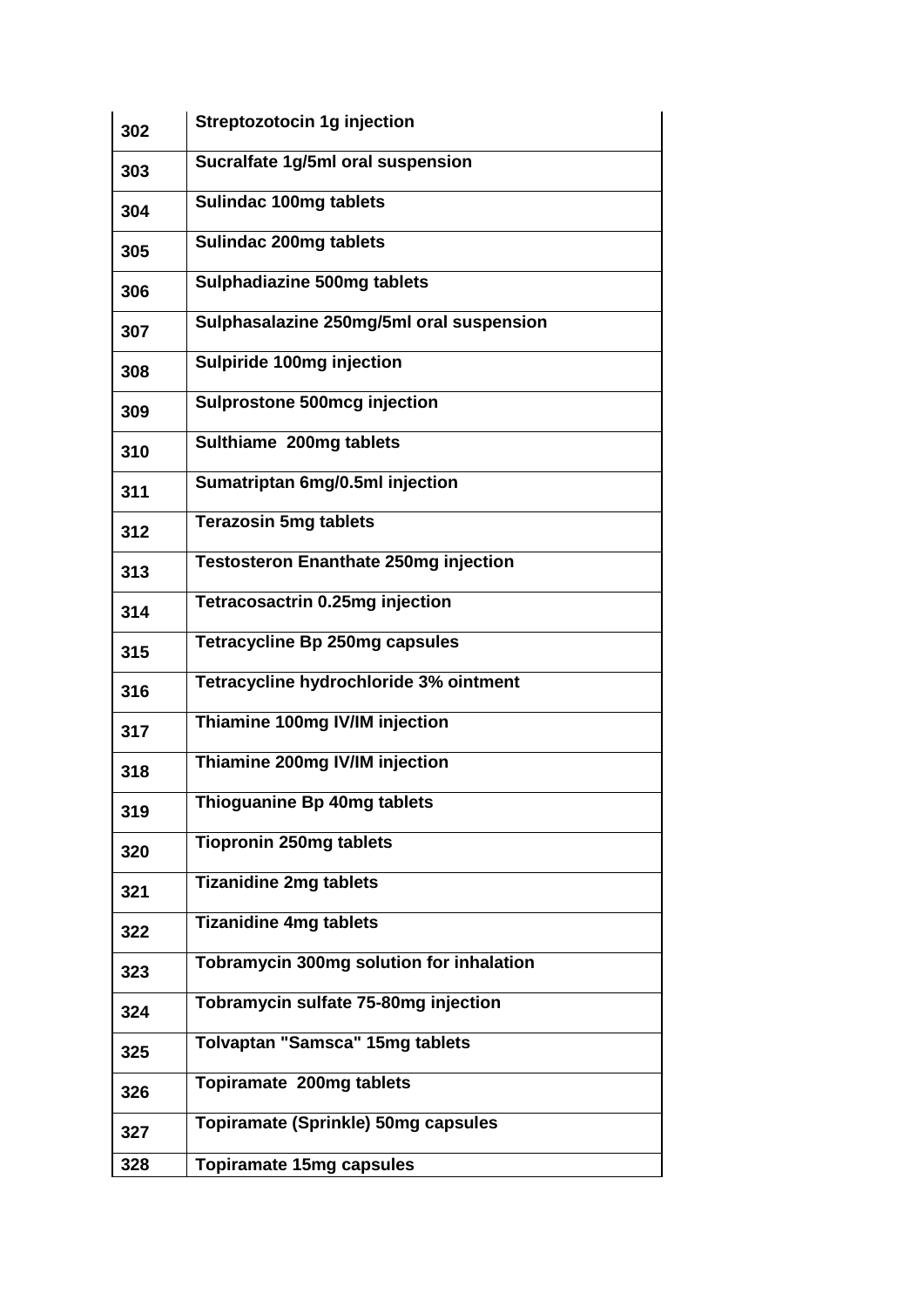| | |
|---|---|
| 302 | Streptozotocin 1g injection |
| 303 | Sucralfate 1g/5ml oral suspension |
| 304 | Sulindac 100mg tablets |
| 305 | Sulindac 200mg tablets |
| 306 | Sulphadiazine 500mg tablets |
| 307 | Sulphasalazine 250mg/5ml oral suspension |
| 308 | Sulpiride 100mg injection |
| 309 | Sulprostone 500mcg injection |
| 310 | Sulthiame 200mg tablets |
| 311 | Sumatriptan 6mg/0.5ml injection |
| 312 | Terazosin 5mg tablets |
| 313 | Testosteron Enanthate 250mg injection |
| 314 | Tetracosactrin 0.25mg injection |
| 315 | Tetracycline Bp 250mg capsules |
| 316 | Tetracycline hydrochloride 3% ointment |
| 317 | Thiamine 100mg IV/IM injection |
| 318 | Thiamine 200mg IV/IM injection |
| 319 | Thioguanine Bp 40mg tablets |
| 320 | Tiopronin 250mg tablets |
| 321 | Tizanidine 2mg tablets |
| 322 | Tizanidine 4mg tablets |
| 323 | Tobramycin 300mg solution for inhalation |
| 324 | Tobramycin sulfate 75-80mg injection |
| 325 | Tolvaptan "Samsca" 15mg tablets |
| 326 | Topiramate 200mg tablets |
| 327 | Topiramate (Sprinkle) 50mg capsules |
| 328 | Topiramate 15mg capsules |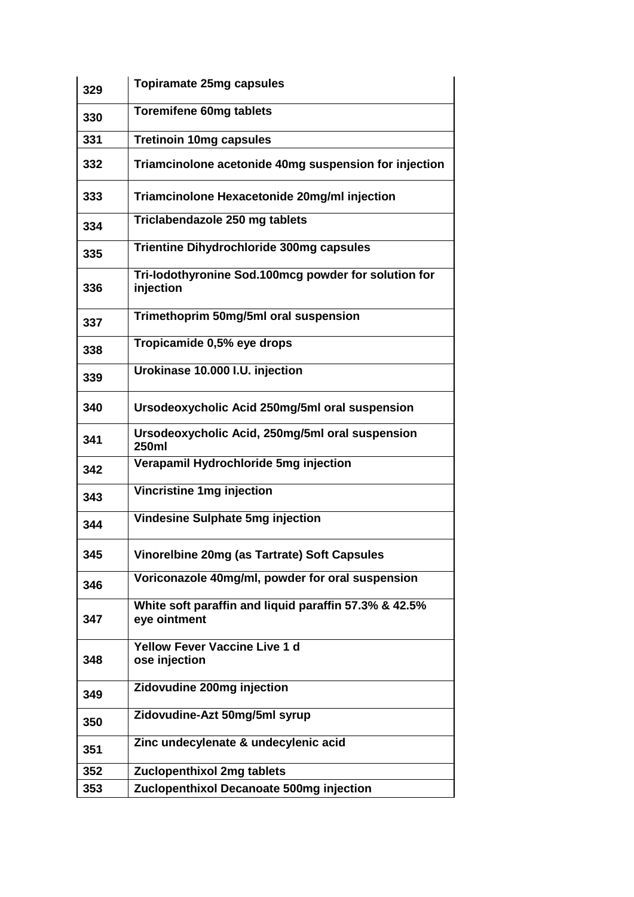| | |
|---|---|
| 329 | **Topiramate 25mg capsules** |
| 330 | **Toremifene 60mg tablets** |
| 331 | **Tretinoin 10mg capsules** |
| 332 | **Triamcinolone acetonide 40mg suspension for injection** |
| 333 | **Triamcinolone Hexacetonide 20mg/ml injection** |
| 334 | **Triclabendazole 250 mg tablets** |
| 335 | **Trientine Dihydrochloride 300mg capsules** |
| 336 | **Tri-Iodothyronine Sod.100mcg powder for solution for injection** |
| 337 | **Trimethoprim 50mg/5ml oral suspension** |
| 338 | **Tropicamide 0,5% eye drops** |
| 339 | **Urokinase 10.000 I.U. injection** |
| 340 | **Ursodeoxycholic Acid 250mg/5ml oral suspension** |
| 341 | **Ursodeoxycholic Acid, 250mg/5ml oral suspension 250ml** |
| 342 | **Verapamil Hydrochloride 5mg injection** |
| 343 | **Vincristine 1mg injection** |
| 344 | **Vindesine Sulphate 5mg injection** |
| 345 | **Vinorelbine 20mg (as Tartrate) Soft Capsules** |
| 346 | **Voriconazole 40mg/ml, powder for oral suspension** |
| 347 | **White soft paraffin and liquid paraffin 57.3% & 42.5% eye ointment** |
| 348 | **Yellow Fever Vaccine Live 1 d ose injection** |
| 349 | **Zidovudine 200mg injection** |
| 350 | **Zidovudine-Azt 50mg/5ml syrup** |
| 351 | **Zinc undecylenate & undecylenic acid** |
| 352 | **Zuclopenthixol 2mg tablets** |
| 353 | **Zuclopenthixol Decanoate 500mg injection** |